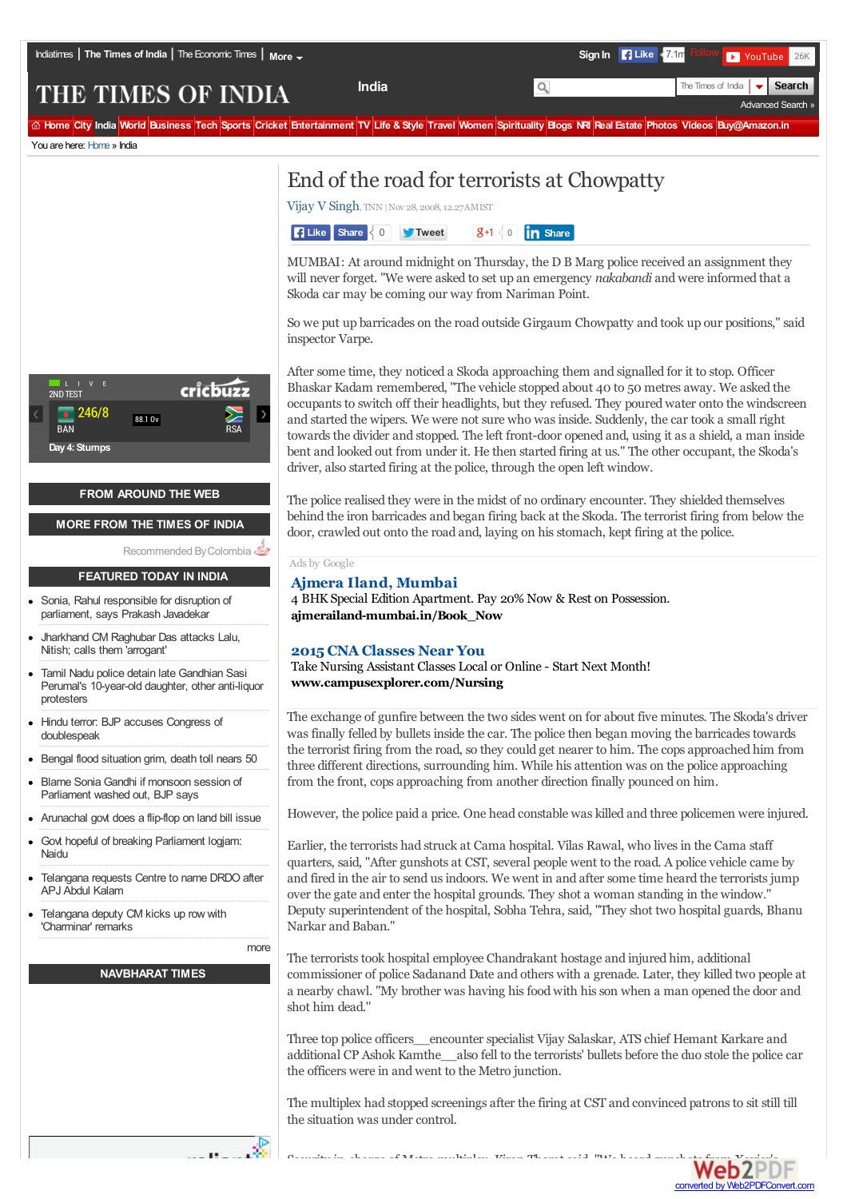# End of the road for terrorists at Chowpatty

Vijay V Singh, TNN | Nov 28, 2008, 12.27AM IST

MUMBAI: At around midnight on Thursday, the D B Marg police received an assignment they will never forget. "We were asked to set up an emergency *nakabandi* and were informed that a Skoda car may be coming our way from Nariman Point.

So we put up barricades on the road outside Girgaum Chowpatty and took up our positions," said inspector Varpe.

After some time, they noticed a Skoda approaching them and signalled for it to stop. Officer Bhaskar Kadam remembered, "The vehicle stopped about 40 to 50 metres away. We asked the occupants to switch off their headlights, but they refused. They poured water onto the windscreen and started the wipers. We were not sure who was inside. Suddenly, the car took a small right towards the divider and stopped. The left front-door opened and, using it as a shield, a man inside bent and looked out from under it. He then started firing at us." The other occupant, the Skoda's driver, also started firing at the police, through the open left window.

The police realised they were in the midst of no ordinary encounter. They shielded themselves behind the iron barricades and began firing back at the Skoda. The terrorist firing from below the door, crawled out onto the road and, laying on his stomach, kept firing at the police.

The exchange of gunfire between the two sides went on for about five minutes. The Skoda's driver was finally felled by bullets inside the car. The police then began moving the barricades towards the terrorist firing from the road, so they could get nearer to him. The cops approached him from three different directions, surrounding him. While his attention was on the police approaching from the front, cops approaching from another direction finally pounced on him.

However, the police paid a price. One head constable was killed and three policemen were injured.

Earlier, the terrorists had struck at Cama hospital. Vilas Rawal, who lives in the Cama staff quarters, said, "After gunshots at CST, several people went to the road. A police vehicle came by and fired in the air to send us indoors. We went in and after some time heard the terrorists jump over the gate and enter the hospital grounds. They shot a woman standing in the window." Deputy superintendent of the hospital, Sobha Tehra, said, "They shot two hospital guards, Bhanu Narkar and Baban."

The terrorists took hospital employee Chandrakant hostage and injured him, additional commissioner of police Sadanand Date and others with a grenade. Later, they killed two people at a nearby chawl. "My brother was having his food with his son when a man opened the door and shot him dead."

Three top police officers__encounter specialist Vijay Salaskar, ATS chief Hemant Karkare and additional CP Ashok Kamthe__also fell to the terrorists' bullets before the duo stole the police car the officers were in and went to the Metro junction.

The multiplex had stopped screenings after the firing at CST and convinced patrons to sit still till the situation was under control.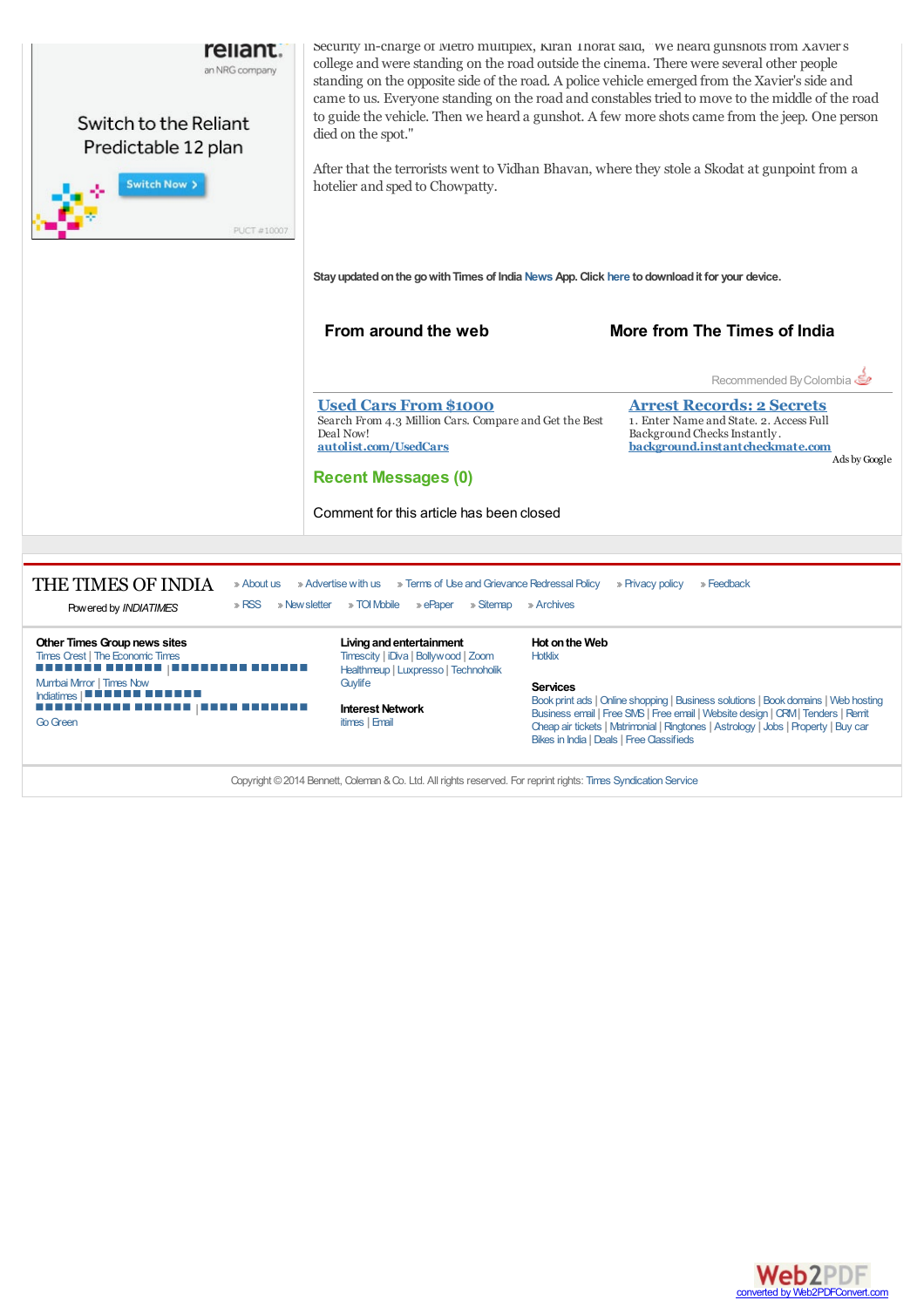Security in-charge of Metro multiplex, Kiran Thorat said, "We heard gunshots from Xavier's college and were standing on the road outside the cinema. There were several other people standing on the opposite side of the road. A police vehicle emerged from the Xavier's side and came to us. Everyone standing on the road and constables tried to move to the middle of the road to guide the vehicle. Then we heard a gunshot. A few more shots came from the jeep. One person died on the spot."

After that the terrorists went to Vidhan Bhavan, where they stole a Skodat at gunpoint from a hotelier and sped to Chowpatty.

Stay updated on the go with Times of India News App. Click here to download it for your device.

## From around the web

## More from The Times of India

Recommended By Colombia

**Used Cars From $1000**
Search From 4.3 Million Cars. Compare and Get the Best Deal Now!
autolist.com/UsedCars

**Arrest Records: 2 Secrets**
1. Enter Name and State. 2. Access Full Background Checks Instantly.
background.instantcheckmate.com

Ads by Google

## Recent Messages (0)

Comment for this article has been closed

THE TIMES OF INDIA

Powered by *INDIATIMES*

» About us » Advertise with us » Terms of Use and Grievance Redressal Policy » Privacy policy » Feedback
» RSS » Newsletter » TOI Mobile » ePaper » Sitemap » Archives

**Other Times Group news sites**
Times Crest | The Economic Times | ▇▇▇▇ ▇▇▇▇ | ▇▇▇▇▇ ▇▇▇▇
Mumbai Mirror | Times Now
Indiatimes | ▇▇▇▇ ▇▇▇▇
▇▇▇▇ ▇▇▇▇ | ▇▇▇▇ ▇▇▇▇
Go Green

**Living and entertainment**
Timescity | iDiva | Bollywood | Zoom
Healthmeup | Luxpresso | Technoholik
Guylife

**Interest Network**
itimes | Email

**Hot on the Web**
Hotklix

**Services**
Book print ads | Online shopping | Business solutions | Book domains | Web hosting
Business email | Free SMS | Free email | Website design | CRM | Tenders | Remit
Cheap air tickets | Matrimonial | Ringtones | Astrology | Jobs | Property | Buy car
Bikes in India | Deals | Free Classifieds

Copyright © 2014 Bennett, Coleman & Co. Ltd. All rights reserved. For reprint rights: Times Syndication Service